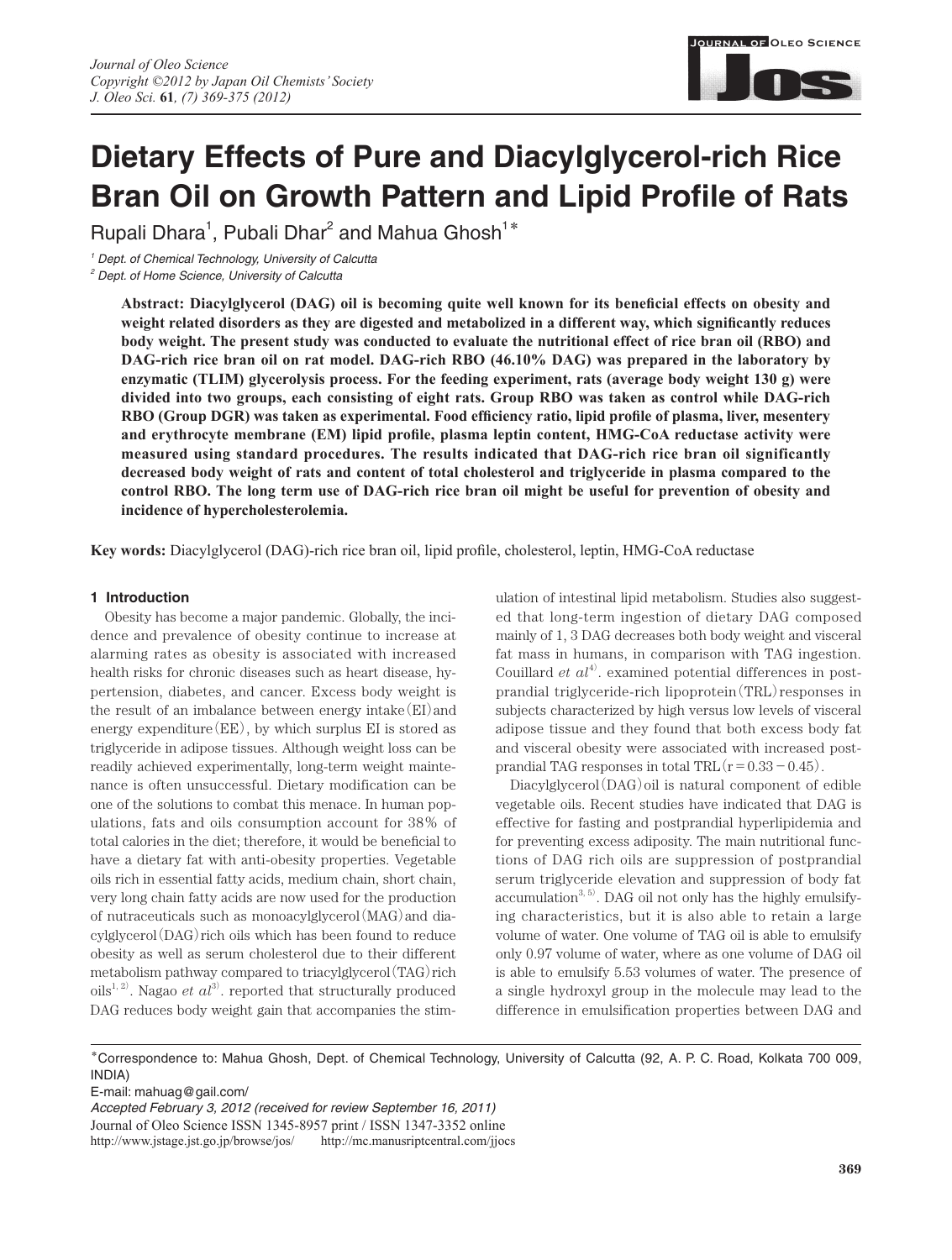# Dietary Effects of Pure and Diacylglycerol-rich Rice Bran Oil on Growth Pattern and Lipid Profile of Rats

Rupali Dhara[1], Pubali Dhar[2] and Mahua Ghosh[1*]

[1] Dept. of Chemical Technology, University of Calcutta

[2] Dept. of Home Science, University of Calcutta

**Abstract: Diacylglycerol (DAG) oil is becoming quite well known for its beneficial effects on obesity and weight related disorders as they are digested and metabolized in a different way, which significantly reduces body weight. The present study was conducted to evaluate the nutritional effect of rice bran oil (RBO) and DAG-rich rice bran oil on rat model. DAG-rich RBO (46.10% DAG) was prepared in the laboratory by enzymatic (TLIM) glycerolysis process. For the feeding experiment, rats (average body weight 130 g) were divided into two groups, each consisting of eight rats. Group RBO was taken as control while DAG-rich RBO (Group DGR) was taken as experimental. Food efficiency ratio, lipid profile of plasma, liver, mesentery and erythrocyte membrane (EM) lipid profile, plasma leptin content, HMG-CoA reductase activity were measured using standard procedures. The results indicated that DAG-rich rice bran oil significantly decreased body weight of rats and content of total cholesterol and triglyceride in plasma compared to the control RBO. The long term use of DAG-rich rice bran oil might be useful for prevention of obesity and incidence of hypercholesterolemia.**

**Key words:** Diacylglycerol (DAG)-rich rice bran oil, lipid profile, cholesterol, leptin, HMG-CoA reductase

## 1 Introduction

Obesity has become a major pandemic. Globally, the incidence and prevalence of obesity continue to increase at alarming rates as obesity is associated with increased health risks for chronic diseases such as heart disease, hypertension, diabetes, and cancer. Excess body weight is the result of an imbalance between energy intake (EI) and energy expenditure (EE), by which surplus EI is stored as triglyceride in adipose tissues. Although weight loss can be readily achieved experimentally, long-term weight maintenance is often unsuccessful. Dietary modification can be one of the solutions to combat this menace. In human populations, fats and oils consumption account for 38% of total calories in the diet; therefore, it would be beneficial to have a dietary fat with anti-obesity properties. Vegetable oils rich in essential fatty acids, medium chain, short chain, very long chain fatty acids are now used for the production of nutraceuticals such as monoacylglycerol (MAG) and diacylglycerol (DAG) rich oils which has been found to reduce obesity as well as serum cholesterol due to their different metabolism pathway compared to triacylglycerol (TAG) rich oils[1, 2]. Nagao *et al*[3]. reported that structurally produced DAG reduces body weight gain that accompanies the stimulation of intestinal lipid metabolism. Studies also suggested that long-term ingestion of dietary DAG composed mainly of 1, 3 DAG decreases both body weight and visceral fat mass in humans, in comparison with TAG ingestion. Couillard *et al*[4]. examined potential differences in postprandial triglyceride-rich lipoprotein (TRL) responses in subjects characterized by high versus low levels of visceral adipose tissue and they found that both excess body fat and visceral obesity were associated with increased postprandial TAG responses in total TRL ($r = 0.33 - 0.45$).

Diacylglycerol (DAG) oil is natural component of edible vegetable oils. Recent studies have indicated that DAG is effective for fasting and postprandial hyperlipidemia and for preventing excess adiposity. The main nutritional functions of DAG rich oils are suppression of postprandial serum triglyceride elevation and suppression of body fat accumulation[3, 5]. DAG oil not only has the highly emulsifying characteristics, but it is also able to retain a large volume of water. One volume of TAG oil is able to emulsify only 0.97 volume of water, where as one volume of DAG oil is able to emulsify 5.53 volumes of water. The presence of a single hydroxyl group in the molecule may lead to the difference in emulsification properties between DAG and

---

*Correspondence to: Mahua Ghosh, Dept. of Chemical Technology, University of Calcutta (92, A. P. C. Road, Kolkata 700 009, INDIA)

E-mail: mahuag@gail.com/

*Accepted February 3, 2012 (received for review September 16, 2011)*

Journal of Oleo Science ISSN 1345-8957 print / ISSN 1347-3352 online

http://www.jstage.jst.go.jp/browse/jos/ http://mc.manusriptcentral.com/jjocs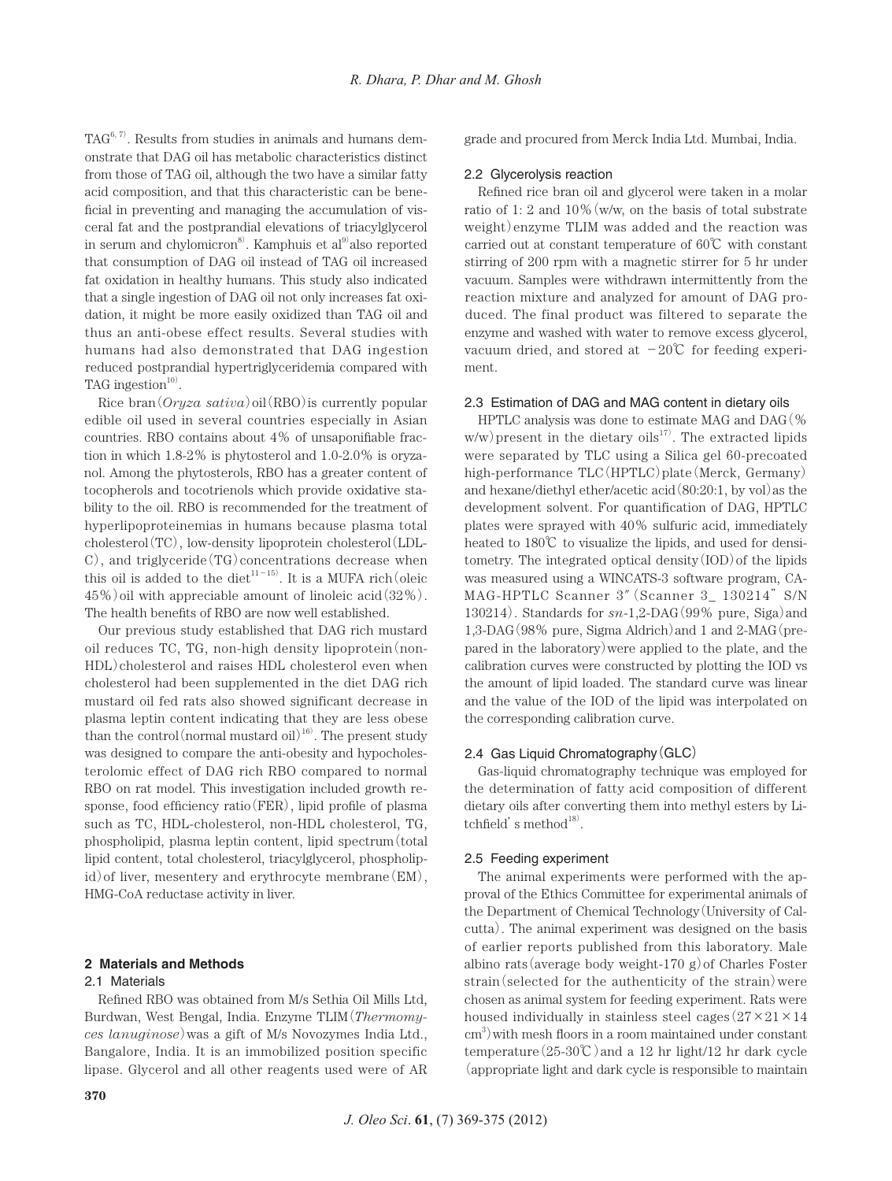TAG[6, 7]. Results from studies in animals and humans demonstrate that DAG oil has metabolic characteristics distinct from those of TAG oil, although the two have a similar fatty acid composition, and that this characteristic can be beneficial in preventing and managing the accumulation of visceral fat and the postprandial elevations of triacylglycerol in serum and chylomicron[8]. Kamphuis et al[9] also reported that consumption of DAG oil instead of TAG oil increased fat oxidation in healthy humans. This study also indicated that a single ingestion of DAG oil not only increases fat oxidation, it might be more easily oxidized than TAG oil and thus an anti-obese effect results. Several studies with humans had also demonstrated that DAG ingestion reduced postprandial hypertriglyceridemia compared with TAG ingestion[10].

Rice bran (*Oryza sativa*) oil (RBO) is currently popular edible oil used in several countries especially in Asian countries. RBO contains about 4% of unsaponifiable fraction in which 1.8-2% is phytosterol and 1.0-2.0% is oryzanol. Among the phytosterols, RBO has a greater content of tocopherols and tocotrienols which provide oxidative stability to the oil. RBO is recommended for the treatment of hyperlipoproteinemias in humans because plasma total cholesterol (TC), low-density lipoprotein cholesterol (LDL-C), and triglyceride (TG) concentrations decrease when this oil is added to the diet[11-15]. It is a MUFA rich (oleic 45%) oil with appreciable amount of linoleic acid (32%). The health benefits of RBO are now well established.

Our previous study established that DAG rich mustard oil reduces TC, TG, non-high density lipoprotein (non-HDL) cholesterol and raises HDL cholesterol even when cholesterol had been supplemented in the diet DAG rich mustard oil fed rats also showed significant decrease in plasma leptin content indicating that they are less obese than the control (normal mustard oil)[16]. The present study was designed to compare the anti-obesity and hypocholesterolomic effect of DAG rich RBO compared to normal RBO on rat model. This investigation included growth response, food efficiency ratio (FER), lipid profile of plasma such as TC, HDL-cholesterol, non-HDL cholesterol, TG, phospholipid, plasma leptin content, lipid spectrum (total lipid content, total cholesterol, triacylglycerol, phospholipid) of liver, mesentery and erythrocyte membrane (EM), HMG-CoA reductase activity in liver.

## 2 Materials and Methods

### 2.1 Materials

Refined RBO was obtained from M/s Sethia Oil Mills Ltd, Burdwan, West Bengal, India. Enzyme TLIM (*Thermomyces lanuginose*) was a gift of M/s Novozymes India Ltd., Bangalore, India. It is an immobilized position specific lipase. Glycerol and all other reagents used were of AR grade and procured from Merck India Ltd. Mumbai, India.

### 2.2 Glycerolysis reaction

Refined rice bran oil and glycerol were taken in a molar ratio of 1: 2 and 10% (w/w, on the basis of total substrate weight) enzyme TLIM was added and the reaction was carried out at constant temperature of 60℃ with constant stirring of 200 rpm with a magnetic stirrer for 5 hr under vacuum. Samples were withdrawn intermittently from the reaction mixture and analyzed for amount of DAG produced. The final product was filtered to separate the enzyme and washed with water to remove excess glycerol, vacuum dried, and stored at −20℃ for feeding experiment.

### 2.3 Estimation of DAG and MAG content in dietary oils

HPTLC analysis was done to estimate MAG and DAG (% w/w) present in the dietary oils[17]. The extracted lipids were separated by TLC using a Silica gel 60-precoated high-performance TLC (HPTLC) plate (Merck, Germany) and hexane/diethyl ether/acetic acid (80:20:1, by vol) as the development solvent. For quantification of DAG, HPTLC plates were sprayed with 40% sulfuric acid, immediately heated to 180℃ to visualize the lipids, and used for densitometry. The integrated optical density (IOD) of the lipids was measured using a WINCATS-3 software program, CAMAG-HPTLC Scanner 3″ (Scanner 3_ 130214″ S/N 130214). Standards for *sn*-1,2-DAG (99% pure, Siga) and 1,3-DAG (98% pure, Sigma Aldrich) and 1 and 2-MAG (prepared in the laboratory) were applied to the plate, and the calibration curves were constructed by plotting the IOD vs the amount of lipid loaded. The standard curve was linear and the value of the IOD of the lipid was interpolated on the corresponding calibration curve.

### 2.4 Gas Liquid Chromatography (GLC)

Gas-liquid chromatography technique was employed for the determination of fatty acid composition of different dietary oils after converting them into methyl esters by Litchfield's method[18].

### 2.5 Feeding experiment

The animal experiments were performed with the approval of the Ethics Committee for experimental animals of the Department of Chemical Technology (University of Calcutta). The animal experiment was designed on the basis of earlier reports published from this laboratory. Male albino rats (average body weight-170 g) of Charles Foster strain (selected for the authenticity of the strain) were chosen as animal system for feeding experiment. Rats were housed individually in stainless steel cages ($27 \times 21 \times 14$ $cm^3$) with mesh floors in a room maintained under constant temperature (25-30℃) and a 12 hr light/12 hr dark cycle (appropriate light and dark cycle is responsible to maintain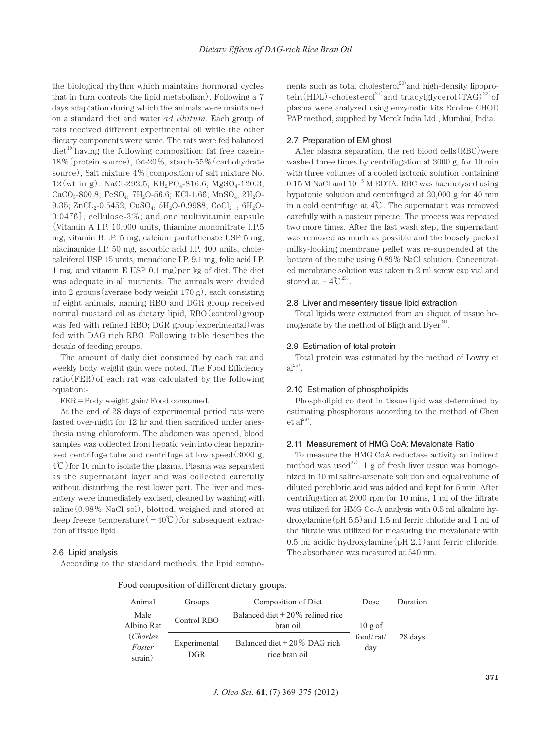the biological rhythm which maintains hormonal cycles that in turn controls the lipid metabolism). Following a 7 days adaptation during which the animals were maintained on a standard diet and water *ad libitum*. Each group of rats received different experimental oil while the other dietary components were same. The rats were fed balanced diet[19] having the following composition: fat free casein-18% (protein source), fat-20%, starch-55% (carbohydrate source), Salt mixture 4% [composition of salt mixture No. 12 (wt in g): NaCl-292.5; $KH_2PO_4$-816.6; $MgSO_4$-120.3; $CaCO_3$-800.8; $FeSO_4$, $7H_2O$-56.6; KCl-1.66; $MnSO_4$, $2H_2O$-9.35; $ZnCL_2$-0.5452; $CuSO_4$, $5H_2O$-0.9988; $CoCl_2^-$, $6H_2O$-0.0476]; cellulose-3%; and one multivitamin capsule (Vitamin A I.P. 10,000 units, thiamine mononitrate I.P.5 mg, vitamin B.I.P. 5 mg, calcium pantothenate USP 5 mg, niacinamide I.P. 50 mg, ascorbic acid I.P. 400 units, cholecalciferol USP 15 units, menadione I.P. 9.1 mg, folic acid I.P. 1 mg, and vitamin E USP 0.1 mg) per kg of diet. The diet was adequate in all nutrients. The animals were divided into 2 groups (average body weight 170 g), each consisting of eight animals, naming RBO and DGR group received normal mustard oil as dietary lipid, RBO (control) group was fed with refined RBO; DGR group (experimental) was fed with DAG rich RBO. Following table describes the details of feeding groups.

The amount of daily diet consumed by each rat and weekly body weight gain were noted. The Food Efficiency ratio (FER) of each rat was calculated by the following equation:-

FER = Body weight gain/ Food consumed.

At the end of 28 days of experimental period rats were fasted over-night for 12 hr and then sacrificed under anesthesia using chloroform. The abdomen was opened, blood samples was collected from hepatic vein into clear heparinised centrifuge tube and centrifuge at low speed (3000 g, 4℃) for 10 min to isolate the plasma. Plasma was separated as the supernatant layer and was collected carefully without disturbing the rest lower part. The liver and mesentery were immediately excised, cleaned by washing with saline (0.98% NaCl sol), blotted, weighed and stored at deep freeze temperature (−40℃) for subsequent extraction of tissue lipid.

### 2.6 Lipid analysis

According to the standard methods, the lipid components such as total cholesterol[20] and high-density lipoprotein (HDL)-cholesterol[21] and triacylglycerol (TAG)[22] of plasma were analyzed using enzymatic kits Ecoline CHOD PAP method, supplied by Merck India Ltd., Mumbai, India.

### 2.7 Preparation of EM ghost

After plasma separation, the red blood cells (RBC) were washed three times by centrifugation at 3000 g, for 10 min with three volumes of a cooled isotonic solution containing 0.15 M NaCl and $10^{-5}$ M EDTA. RBC was haemolysed using hypotonic solution and centrifuged at 20,000 g for 40 min in a cold centrifuge at 4℃. The supernatant was removed carefully with a pasteur pipette. The process was repeated two more times. After the last wash step, the supernatant was removed as much as possible and the loosely packed milky-looking membrane pellet was re-suspended at the bottom of the tube using 0.89% NaCl solution. Concentrated membrane solution was taken in 2 ml screw cap vial and stored at −4℃[23].

### 2.8 Liver and mesentery tissue lipid extraction

Total lipids were extracted from an aliquot of tissue homogenate by the method of Bligh and Dyer[24].

### 2.9 Estimation of total protein

Total protein was estimated by the method of Lowry et al[25].

### 2.10 Estimation of phospholipids

Phospholipid content in tissue lipid was determined by estimating phosphorous according to the method of Chen et al[26].

### 2.11 Measurement of HMG CoA: Mevalonate Ratio

To measure the HMG CoA reductase activity an indirect method was used[27]. 1 g of fresh liver tissue was homogenized in 10 ml saline-arsenate solution and equal volume of diluted perchloric acid was added and kept for 5 min. After centrifugation at 2000 rpm for 10 mins, 1 ml of the filtrate was utilized for HMG Co-A analysis with 0.5 ml alkaline hydroxylamine (pH 5.5) and 1.5 ml ferric chloride and 1 ml of the filtrate was utilized for measuring the mevalonate with 0.5 ml acidic hydroxylamine (pH 2.1) and ferric chloride. The absorbance was measured at 540 nm.

Food composition of different dietary groups.

| Animal | Groups | Composition of Diet | Dose | Duration |
|---|---|---|---|---|
| Male Albino Rat (*Charles Foster* strain) | Control RBO | Balanced diet + 20% refined rice bran oil | 10 g of food/ rat/ day | 28 days |
| | Experimental DGR | Balanced diet + 20% DAG rich rice bran oil | | |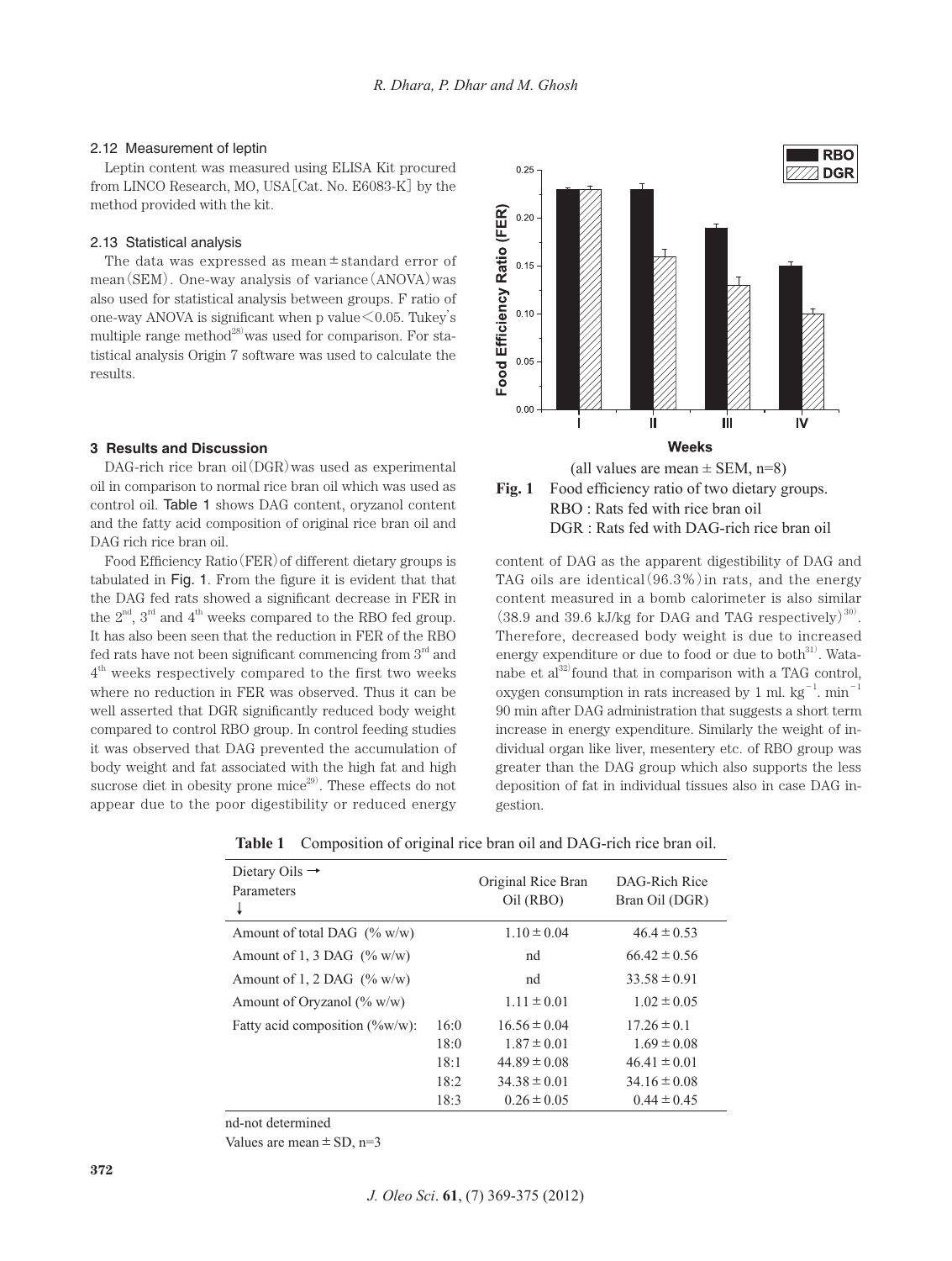### 2.12 Measurement of leptin

Leptin content was measured using ELISA Kit procured from LINCO Research, MO, USA [Cat. No. E6083-K] by the method provided with the kit.

### 2.13 Statistical analysis

The data was expressed as mean ± standard error of mean (SEM). One-way analysis of variance (ANOVA) was also used for statistical analysis between groups. F ratio of one-way ANOVA is significant when p value $< 0.05$. Tukey's multiple range method[28] was used for comparison. For statistical analysis Origin 7 software was used to calculate the results.

## 3 Results and Discussion

DAG-rich rice bran oil (DGR) was used as experimental oil in comparison to normal rice bran oil which was used as control oil. Table 1 shows DAG content, oryzanol content and the fatty acid composition of original rice bran oil and DAG rich rice bran oil.

Food Efficiency Ratio (FER) of different dietary groups is tabulated in Fig. 1. From the figure it is evident that that the DAG fed rats showed a significant decrease in FER in the 2nd, 3rd and 4th weeks compared to the RBO fed group. It has also been seen that the reduction in FER of the RBO fed rats have not been significant commencing from 3rd and 4th weeks respectively compared to the first two weeks where no reduction in FER was observed. Thus it can be well asserted that DGR significantly reduced body weight compared to control RBO group. In control feeding studies it was observed that DAG prevented the accumulation of body weight and fat associated with the high fat and high sucrose diet in obesity prone mice[29]. These effects do not appear due to the poor digestibility or reduced energy content of DAG as the apparent digestibility of DAG and TAG oils are identical (96.3%) in rats, and the energy content measured in a bomb calorimeter is also similar (38.9 and 39.6 kJ/kg for DAG and TAG respectively)[30]. Therefore, decreased body weight is due to increased energy expenditure or due to food or due to both[31]. Watanabe et al[32] found that in comparison with a TAG control, oxygen consumption in rats increased by 1 ml. $kg^{-1}$. $min^{-1}$ 90 min after DAG administration that suggests a short term increase in energy expenditure. Similarly the weight of individual organ like liver, mesentery etc. of RBO group was greater than the DAG group which also supports the less deposition of fat in individual tissues also in case DAG ingestion.

(all values are mean ± SEM, n=8)

**Fig. 1** Food efficiency ratio of two dietary groups.
RBO : Rats fed with rice bran oil
DGR : Rats fed with DAG-rich rice bran oil

**Table 1** Composition of original rice bran oil and DAG-rich rice bran oil.

| Dietary Oils → Parameters ↓ | | Original Rice Bran Oil (RBO) | DAG-Rich Rice Bran Oil (DGR) |
|---|---|---|---|
| Amount of total DAG (% w/w) | | 1.10 ± 0.04 | 46.4 ± 0.53 |
| Amount of 1, 3 DAG (% w/w) | | nd | 66.42 ± 0.56 |
| Amount of 1, 2 DAG (% w/w) | | nd | 33.58 ± 0.91 |
| Amount of Oryzanol (% w/w) | | 1.11 ± 0.01 | 1.02 ± 0.05 |
| Fatty acid composition (%w/w): | 16:0 | 16.56 ± 0.04 | 17.26 ± 0.1 |
| | 18:0 | 1.87 ± 0.01 | 1.69 ± 0.08 |
| | 18:1 | 44.89 ± 0.08 | 46.41 ± 0.01 |
| | 18:2 | 34.38 ± 0.01 | 34.16 ± 0.08 |
| | 18:3 | 0.26 ± 0.05 | 0.44 ± 0.45 |

nd-not determined

Values are mean ± SD, n=3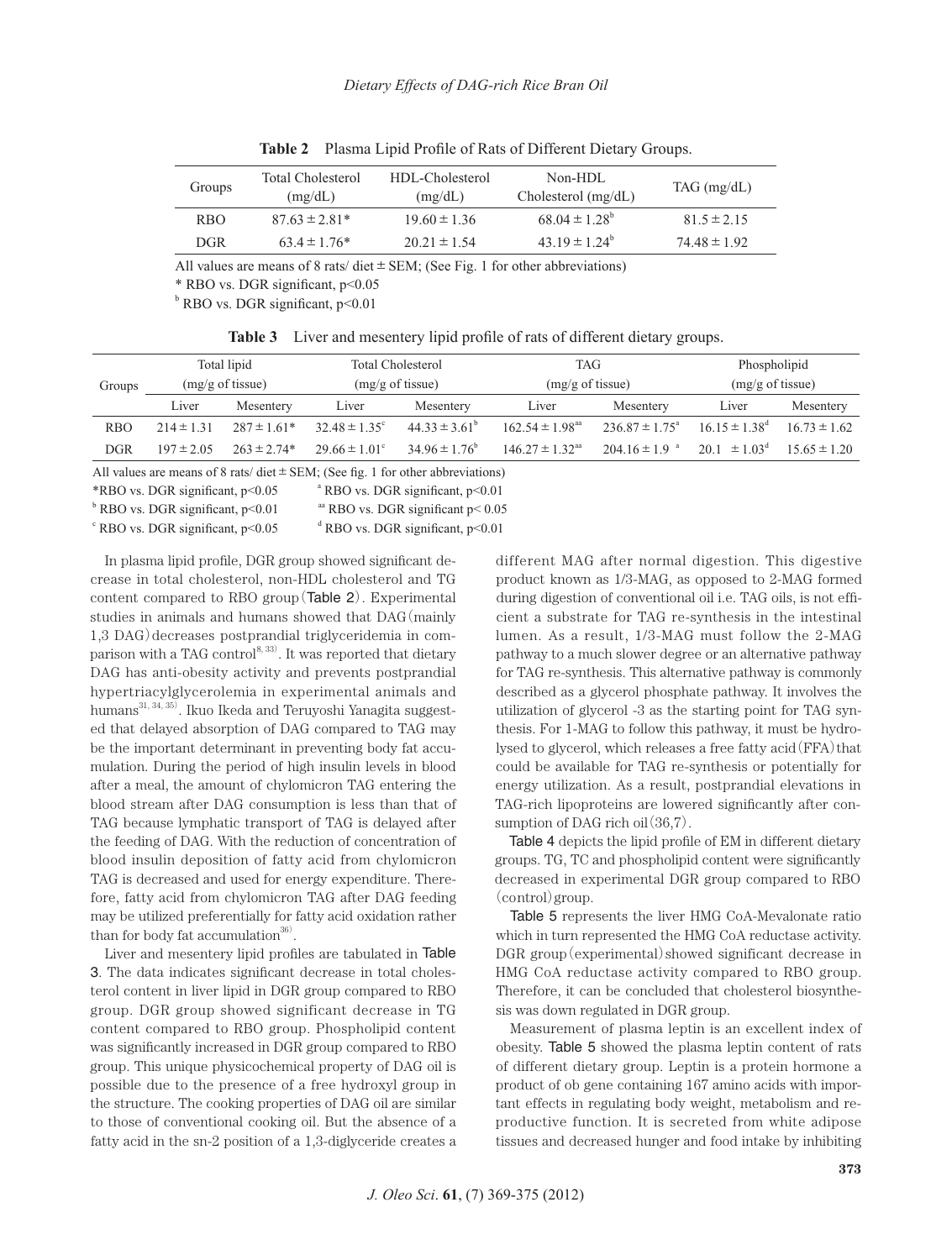**Table 2** Plasma Lipid Profile of Rats of Different Dietary Groups.

| Groups | Total Cholesterol (mg/dL) | HDL-Cholesterol (mg/dL) | Non-HDL Cholesterol (mg/dL) | TAG (mg/dL) |
|---|---|---|---|---|
| RBO | 87.63 ± 2.81* | 19.60 ± 1.36 | 68.04 ± 1.28[b] | 81.5 ± 2.15 |
| DGR | 63.4 ± 1.76* | 20.21 ± 1.54 | 43.19 ± 1.24[b] | 74.48 ± 1.92 |

All values are means of 8 rats/ diet ± SEM; (See Fig. 1 for other abbreviations)
* RBO vs. DGR significant, $p<0.05$
[b] RBO vs. DGR significant, $p<0.01$

**Table 3** Liver and mesentery lipid profile of rats of different dietary groups.

| Groups | Total lipid (mg/g of tissue) | | Total Cholesterol (mg/g of tissue) | | TAG (mg/g of tissue) | | Phospholipid (mg/g of tissue) | |
|---|---|---|---|---|---|---|---|---|
| | Liver | Mesentery | Liver | Mesentery | Liver | Mesentery | Liver | Mesentery |
| RBO | 214 ± 1.31 | 287 ± 1.61* | 32.48 ± 1.35[c] | 44.33 ± 3.61[b] | 162.54 ± 1.98[aa] | 236.87 ± 1.75[a] | 16.15 ± 1.38[d] | 16.73 ± 1.62 |
| DGR | 197 ± 2.05 | 263 ± 2.74* | 29.66 ± 1.01[c] | 34.96 ± 1.76[b] | 146.27 ± 1.32[aa] | 204.16 ± 1.9 [a] | 20.1 ± 1.03[d] | 15.65 ± 1.20 |

All values are means of 8 rats/ diet ± SEM; (See fig. 1 for other abbreviations)
*RBO vs. DGR significant, $p<0.05$
[a] RBO vs. DGR significant, $p<0.01$
[b] RBO vs. DGR significant, $p<0.01$
[aa] RBO vs. DGR significant $p< 0.05$
[c] RBO vs. DGR significant, $p<0.05$
[d] RBO vs. DGR significant, $p<0.01$

In plasma lipid profile, DGR group showed significant decrease in total cholesterol, non-HDL cholesterol and TG content compared to RBO group (Table 2). Experimental studies in animals and humans showed that DAG (mainly 1,3 DAG) decreases postprandial triglyceridemia in comparison with a TAG control[8, 33]. It was reported that dietary DAG has anti-obesity activity and prevents postprandial hypertriacylglycerolemia in experimental animals and humans[31, 34, 35]. Ikuo Ikeda and Teruyoshi Yanagita suggested that delayed absorption of DAG compared to TAG may be the important determinant in preventing body fat accumulation. During the period of high insulin levels in blood after a meal, the amount of chylomicron TAG entering the blood stream after DAG consumption is less than that of TAG because lymphatic transport of TAG is delayed after the feeding of DAG. With the reduction of concentration of blood insulin deposition of fatty acid from chylomicron TAG is decreased and used for energy expenditure. Therefore, fatty acid from chylomicron TAG after DAG feeding may be utilized preferentially for fatty acid oxidation rather than for body fat accumulation[36].

Liver and mesentery lipid profiles are tabulated in Table 3. The data indicates significant decrease in total cholesterol content in liver lipid in DGR group compared to RBO group. DGR group showed significant decrease in TG content compared to RBO group. Phospholipid content was significantly increased in DGR group compared to RBO group. This unique physicochemical property of DAG oil is possible due to the presence of a free hydroxyl group in the structure. The cooking properties of DAG oil are similar to those of conventional cooking oil. But the absence of a fatty acid in the sn-2 position of a 1,3-diglyceride creates a different MAG after normal digestion. This digestive product known as 1/3-MAG, as opposed to 2-MAG formed during digestion of conventional oil i.e. TAG oils, is not efficient a substrate for TAG re-synthesis in the intestinal lumen. As a result, 1/3-MAG must follow the 2-MAG pathway to a much slower degree or an alternative pathway for TAG re-synthesis. This alternative pathway is commonly described as a glycerol phosphate pathway. It involves the utilization of glycerol -3 as the starting point for TAG synthesis. For 1-MAG to follow this pathway, it must be hydrolysed to glycerol, which releases a free fatty acid (FFA) that could be available for TAG re-synthesis or potentially for energy utilization. As a result, postprandial elevations in TAG-rich lipoproteins are lowered significantly after consumption of DAG rich oil (36,7).

Table 4 depicts the lipid profile of EM in different dietary groups. TG, TC and phospholipid content were significantly decreased in experimental DGR group compared to RBO (control) group.

Table 5 represents the liver HMG CoA-Mevalonate ratio which in turn represented the HMG CoA reductase activity. DGR group (experimental) showed significant decrease in HMG CoA reductase activity compared to RBO group. Therefore, it can be concluded that cholesterol biosynthesis was down regulated in DGR group.

Measurement of plasma leptin is an excellent index of obesity. Table 5 showed the plasma leptin content of rats of different dietary group. Leptin is a protein hormone a product of ob gene containing 167 amino acids with important effects in regulating body weight, metabolism and reproductive function. It is secreted from white adipose tissues and decreased hunger and food intake by inhibiting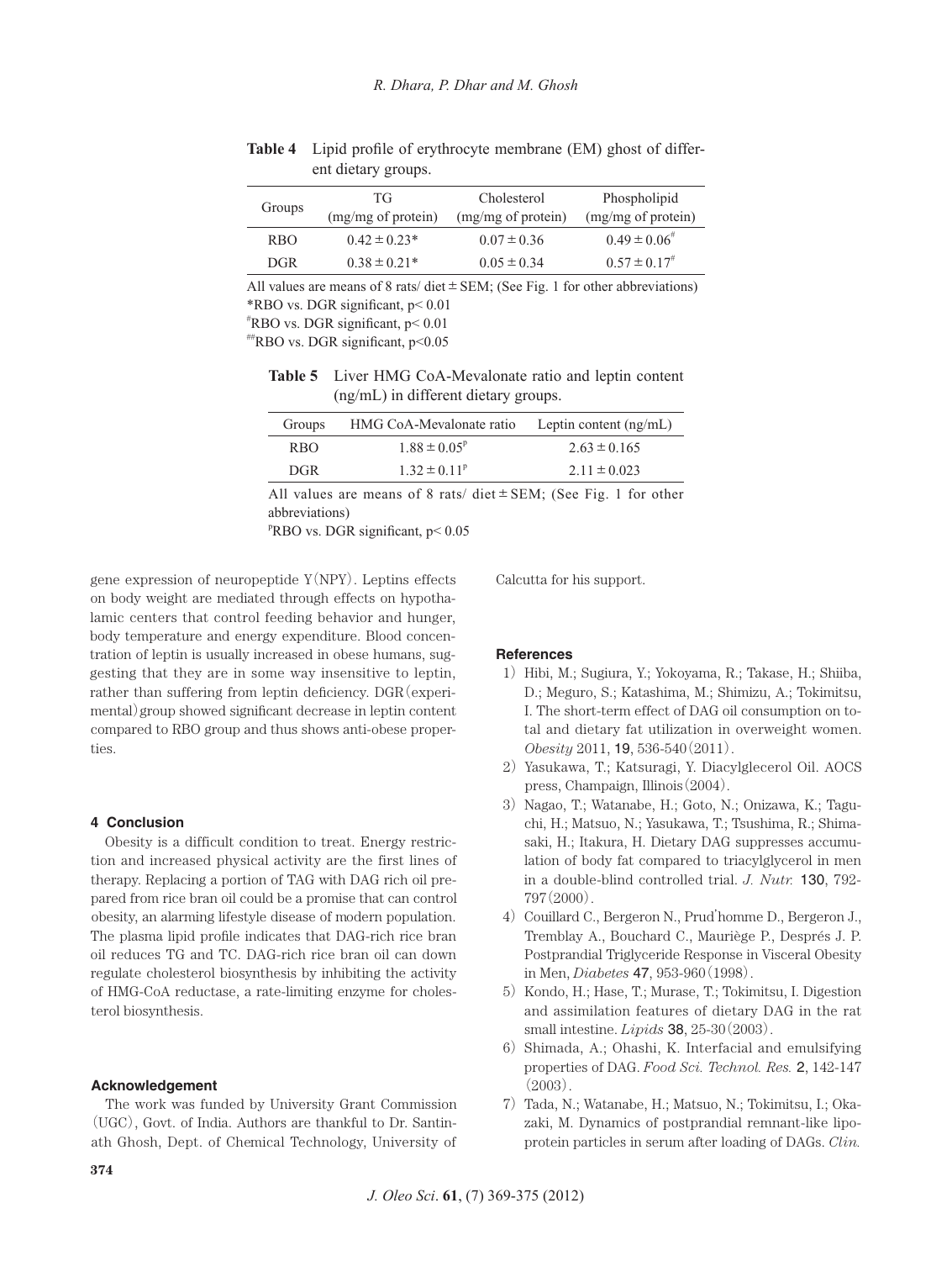**Table 4** Lipid profile of erythrocyte membrane (EM) ghost of different dietary groups.

| Groups | TG (mg/mg of protein) | Cholesterol (mg/mg of protein) | Phospholipid (mg/mg of protein) |
|---|---|---|---|
| RBO | 0.42 ± 0.23* | 0.07 ± 0.36 | 0.49 ± 0.06[#] |
| DGR | 0.38 ± 0.21* | 0.05 ± 0.34 | 0.57 ± 0.17[#] |

All values are means of 8 rats/ diet ± SEM; (See Fig. 1 for other abbreviations)
*RBO vs. DGR significant, $p < 0.01$
[#]RBO vs. DGR significant, $p < 0.01$
[##]RBO vs. DGR significant, $p < 0.05$

**Table 5** Liver HMG CoA-Mevalonate ratio and leptin content (ng/mL) in different dietary groups.

| Groups | HMG CoA-Mevalonate ratio | Leptin content (ng/mL) |
|---|---|---|
| RBO | 1.88 ± 0.05[P] | 2.63 ± 0.165 |
| DGR | 1.32 ± 0.11[P] | 2.11 ± 0.023 |

All values are means of 8 rats/ diet ± SEM; (See Fig. 1 for other abbreviations)
[P]RBO vs. DGR significant, $p < 0.05$

gene expression of neuropeptide Y(NPY). Leptins effects on body weight are mediated through effects on hypothalamic centers that control feeding behavior and hunger, body temperature and energy expenditure. Blood concentration of leptin is usually increased in obese humans, suggesting that they are in some way insensitive to leptin, rather than suffering from leptin deficiency. DGR(experimental)group showed significant decrease in leptin content compared to RBO group and thus shows anti-obese properties.

## 4 Conclusion

Obesity is a difficult condition to treat. Energy restriction and increased physical activity are the first lines of therapy. Replacing a portion of TAG with DAG rich oil prepared from rice bran oil could be a promise that can control obesity, an alarming lifestyle disease of modern population. The plasma lipid profile indicates that DAG-rich rice bran oil reduces TG and TC. DAG-rich rice bran oil can down regulate cholesterol biosynthesis by inhibiting the activity of HMG-CoA reductase, a rate-limiting enzyme for cholesterol biosynthesis.

## Acknowledgement

The work was funded by University Grant Commission (UGC), Govt. of India. Authors are thankful to Dr. Santinath Ghosh, Dept. of Chemical Technology, University of Calcutta for his support.

## References

1) Hibi, M.; Sugiura, Y.; Yokoyama, R.; Takase, H.; Shiiba, D.; Meguro, S.; Katashima, M.; Shimizu, A.; Tokimitsu, I. The short-term effect of DAG oil consumption on total and dietary fat utilization in overweight women. *Obesity* 2011, **19**, 536-540(2011).
2) Yasukawa, T.; Katsuragi, Y. Diacylglecerol Oil. AOCS press, Champaign, Illinois(2004).
3) Nagao, T.; Watanabe, H.; Goto, N.; Onizawa, K.; Taguchi, H.; Matsuo, N.; Yasukawa, T.; Tsushima, R.; Shimasaki, H.; Itakura, H. Dietary DAG suppresses accumulation of body fat compared to triacylglycerol in men in a double-blind controlled trial. *J. Nutr.* **130**, 792-797(2000).
4) Couillard C., Bergeron N., Prud'homme D., Bergeron J., Tremblay A., Bouchard C., Mauriège P., Després J. P. Postprandial Triglyceride Response in Visceral Obesity in Men, *Diabetes* **47**, 953-960(1998).
5) Kondo, H.; Hase, T.; Murase, T.; Tokimitsu, I. Digestion and assimilation features of dietary DAG in the rat small intestine. *Lipids* **38**, 25-30(2003).
6) Shimada, A.; Ohashi, K. Interfacial and emulsifying properties of DAG. *Food Sci. Technol. Res.* **2**, 142-147 (2003).
7) Tada, N.; Watanabe, H.; Matsuo, N.; Tokimitsu, I.; Okazaki, M. Dynamics of postprandial remnant-like lipoprotein particles in serum after loading of DAGs. *Clin.*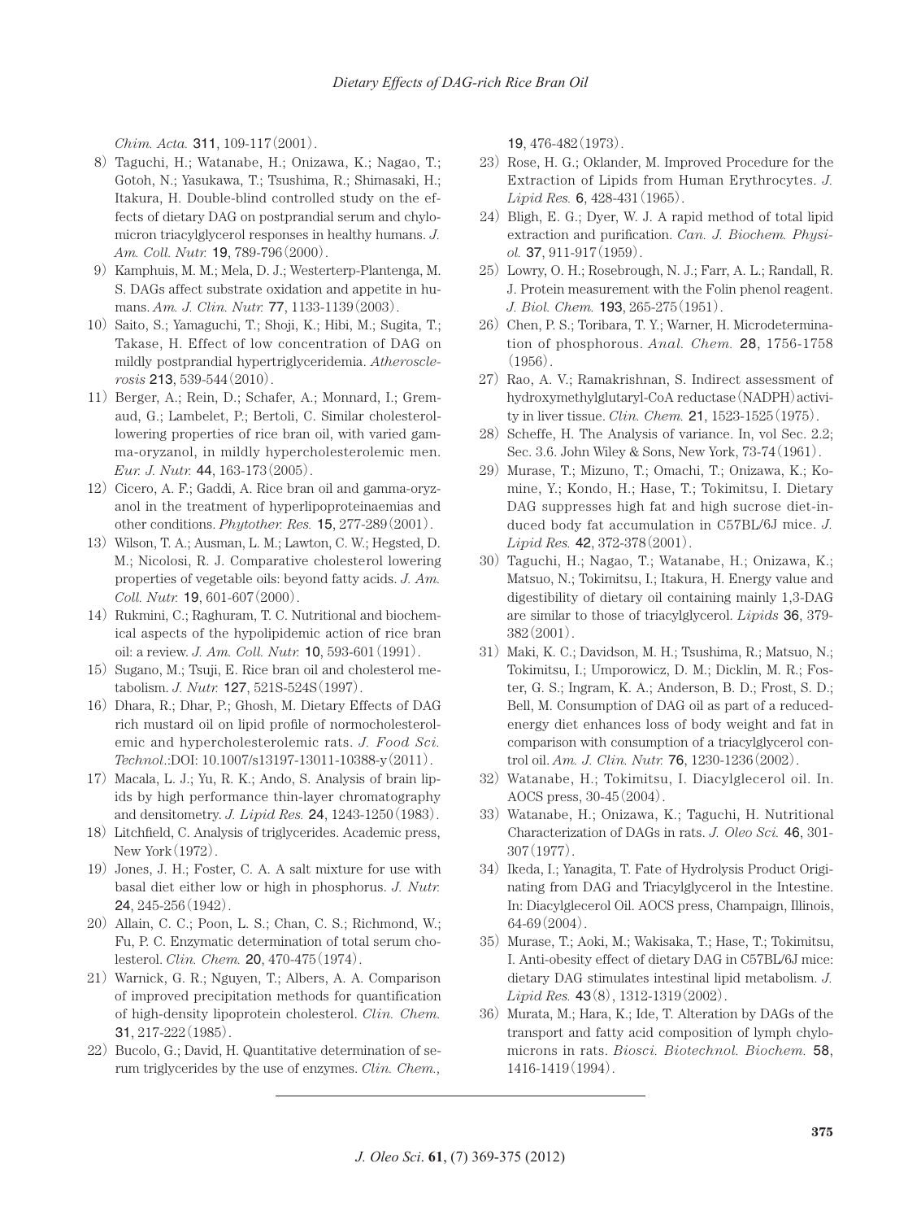*Chim. Acta.* **311**, 109-117 (2001).

8) Taguchi, H.; Watanabe, H.; Onizawa, K.; Nagao, T.; Gotoh, N.; Yasukawa, T.; Tsushima, R.; Shimasaki, H.; Itakura, H. Double-blind controlled study on the effects of dietary DAG on postprandial serum and chylomicron triacylglycerol responses in healthy humans. *J. Am. Coll. Nutr.* **19**, 789-796 (2000).
9) Kamphuis, M. M.; Mela, D. J.; Westerterp-Plantenga, M. S. DAGs affect substrate oxidation and appetite in humans. *Am. J. Clin. Nutr.* **77**, 1133-1139 (2003).
10) Saito, S.; Yamaguchi, T.; Shoji, K.; Hibi, M.; Sugita, T.; Takase, H. Effect of low concentration of DAG on mildly postprandial hypertriglyceridemia. *Atherosclerosis* **213**, 539-544 (2010).
11) Berger, A.; Rein, D.; Schafer, A.; Monnard, I.; Gremaud, G.; Lambelet, P.; Bertoli, C. Similar cholesterol-lowering properties of rice bran oil, with varied gamma-oryzanol, in mildly hypercholesterolemic men. *Eur. J. Nutr.* **44**, 163-173 (2005).
12) Cicero, A. F.; Gaddi, A. Rice bran oil and gamma-oryzanol in the treatment of hyperlipoproteinaemias and other conditions. *Phytother. Res.* **15**, 277-289 (2001).
13) Wilson, T. A.; Ausman, L. M.; Lawton, C. W.; Hegsted, D. M.; Nicolosi, R. J. Comparative cholesterol lowering properties of vegetable oils: beyond fatty acids. *J. Am. Coll. Nutr.* **19**, 601-607 (2000).
14) Rukmini, C.; Raghuram, T. C. Nutritional and biochemical aspects of the hypolipidemic action of rice bran oil: a review. *J. Am. Coll. Nutr.* **10**, 593-601 (1991).
15) Sugano, M.; Tsuji, E. Rice bran oil and cholesterol metabolism. *J. Nutr.* **127**, 521S-524S (1997).
16) Dhara, R.; Dhar, P.; Ghosh, M. Dietary Effects of DAG rich mustard oil on lipid profile of normocholesterolemic and hypercholesterolemic rats. *J. Food Sci. Technol.*:DOI: 10.1007/s13197-13011-10388-y (2011).
17) Macala, L. J.; Yu, R. K.; Ando, S. Analysis of brain lipids by high performance thin-layer chromatography and densitometry. *J. Lipid Res.* **24**, 1243-1250 (1983).
18) Litchfield, C. Analysis of triglycerides. Academic press, New York (1972).
19) Jones, J. H.; Foster, C. A. A salt mixture for use with basal diet either low or high in phosphorus. *J. Nutr.* **24**, 245-256 (1942).
20) Allain, C. C.; Poon, L. S.; Chan, C. S.; Richmond, W.; Fu, P. C. Enzymatic determination of total serum cholesterol. *Clin. Chem.* **20**, 470-475 (1974).
21) Warnick, G. R.; Nguyen, T.; Albers, A. A. Comparison of improved precipitation methods for quantification of high-density lipoprotein cholesterol. *Clin. Chem.* **31**, 217-222 (1985).
22) Bucolo, G.; David, H. Quantitative determination of serum triglycerides by the use of enzymes. *Clin. Chem.,* **19**, 476-482 (1973).
23) Rose, H. G.; Oklander, M. Improved Procedure for the Extraction of Lipids from Human Erythrocytes. *J. Lipid Res.* **6**, 428-431 (1965).
24) Bligh, E. G.; Dyer, W. J. A rapid method of total lipid extraction and purification. *Can. J. Biochem. Physiol.* **37**, 911-917 (1959).
25) Lowry, O. H.; Rosebrough, N. J.; Farr, A. L.; Randall, R. J. Protein measurement with the Folin phenol reagent. *J. Biol. Chem.* **193**, 265-275 (1951).
26) Chen, P. S.; Toribara, T. Y.; Warner, H. Microdetermination of phosphorous. *Anal. Chem.* **28**, 1756-1758 (1956).
27) Rao, A. V.; Ramakrishnan, S. Indirect assessment of hydroxymethylglutaryl-CoA reductase (NADPH) activity in liver tissue. *Clin. Chem.* **21**, 1523-1525 (1975).
28) Scheffe, H. The Analysis of variance. In, vol Sec. 2.2; Sec. 3.6. John Wiley & Sons, New York, 73-74 (1961).
29) Murase, T.; Mizuno, T.; Omachi, T.; Onizawa, K.; Komine, Y.; Kondo, H.; Hase, T.; Tokimitsu, I. Dietary DAG suppresses high fat and high sucrose diet-induced body fat accumulation in C57BL/6J mice. *J. Lipid Res.* **42**, 372-378 (2001).
30) Taguchi, H.; Nagao, T.; Watanabe, H.; Onizawa, K.; Matsuo, N.; Tokimitsu, I.; Itakura, H. Energy value and digestibility of dietary oil containing mainly 1,3-DAG are similar to those of triacylglycerol. *Lipids* **36**, 379-382 (2001).
31) Maki, K. C.; Davidson, M. H.; Tsushima, R.; Matsuo, N.; Tokimitsu, I.; Umporowicz, D. M.; Dicklin, M. R.; Foster, G. S.; Ingram, K. A.; Anderson, B. D.; Frost, S. D.; Bell, M. Consumption of DAG oil as part of a reduced-energy diet enhances loss of body weight and fat in comparison with consumption of a triacylglycerol control oil. *Am. J. Clin. Nutr.* **76**, 1230-1236 (2002).
32) Watanabe, H.; Tokimitsu, I. Diacylglecerol oil. In. AOCS press, 30-45 (2004).
33) Watanabe, H.; Onizawa, K.; Taguchi, H. Nutritional Characterization of DAGs in rats. *J. Oleo Sci.* **46**, 301-307 (1977).
34) Ikeda, I.; Yanagita, T. Fate of Hydrolysis Product Originating from DAG and Triacylglycerol in the Intestine. In: Diacylglecerol Oil. AOCS press, Champaign, Illinois, 64-69 (2004).
35) Murase, T.; Aoki, M.; Wakisaka, T.; Hase, T.; Tokimitsu, I. Anti-obesity effect of dietary DAG in C57BL/6J mice: dietary DAG stimulates intestinal lipid metabolism. *J. Lipid Res.* **43** (8), 1312-1319 (2002).
36) Murata, M.; Hara, K.; Ide, T. Alteration by DAGs of the transport and fatty acid composition of lymph chylomicrons in rats. *Biosci. Biotechnol. Biochem.* **58**, 1416-1419 (1994).